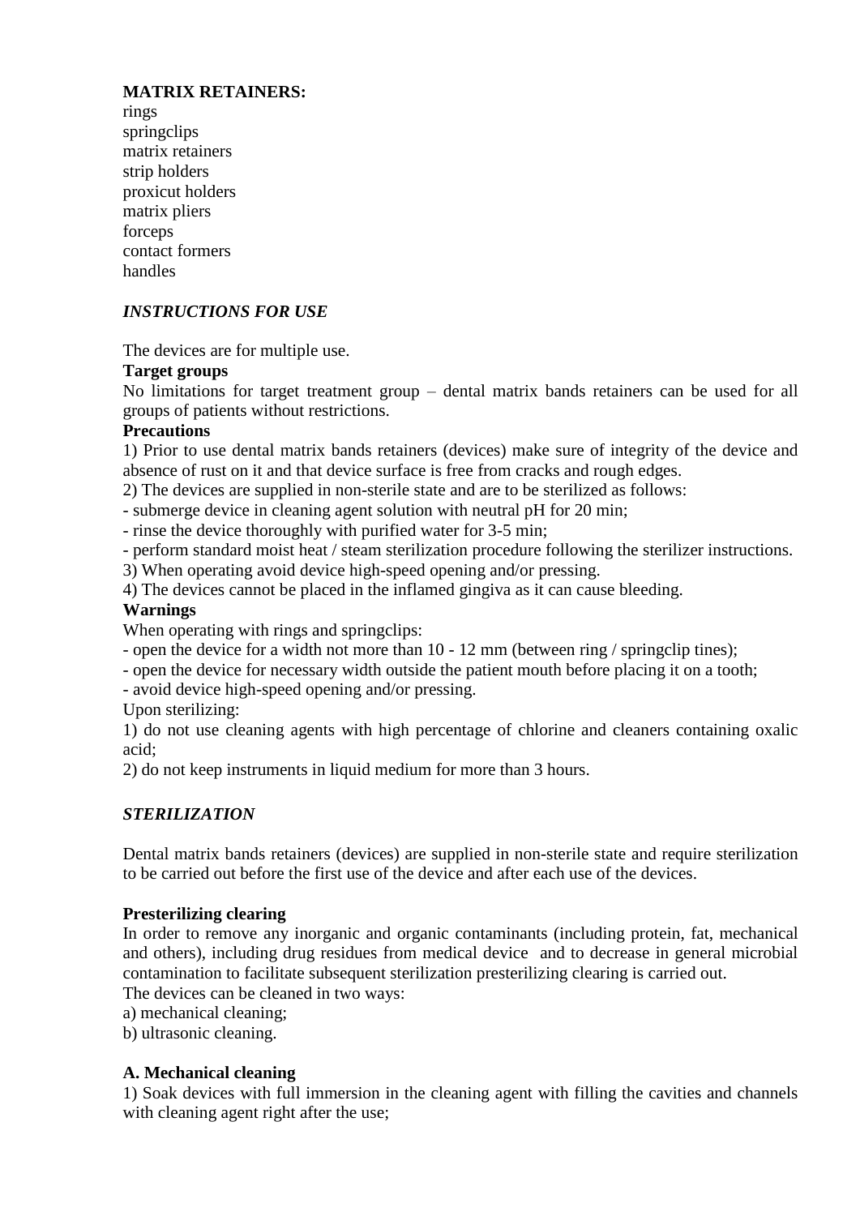**MATRIX RETAINERS:**

rings
springclips
matrix retainers
strip holders
proxicut holders
matrix pliers
forceps
contact formers
handles

***INSTRUCTIONS FOR USE***

The devices are for multiple use.

**Target groups**

No limitations for target treatment group – dental matrix bands retainers can be used for all groups of patients without restrictions.

**Precautions**

1) Prior to use dental matrix bands retainers (devices) make sure of integrity of the device and absence of rust on it and that device surface is free from cracks and rough edges.

2) The devices are supplied in non-sterile state and are to be sterilized as follows:

- submerge device in cleaning agent solution with neutral pH for 20 min;
- rinse the device thoroughly with purified water for 3-5 min;
- perform standard moist heat / steam sterilization procedure following the sterilizer instructions.

3) When operating avoid device high-speed opening and/or pressing.

4) The devices cannot be placed in the inflamed gingiva as it can cause bleeding.

**Warnings**

When operating with rings and springclips:

- open the device for a width not more than 10 - 12 mm (between ring / springclip tines);
- open the device for necessary width outside the patient mouth before placing it on a tooth;
- avoid device high-speed opening and/or pressing.

Upon sterilizing:

1) do not use cleaning agents with high percentage of chlorine and cleaners containing oxalic acid;

2) do not keep instruments in liquid medium for more than 3 hours.

***STERILIZATION***

Dental matrix bands retainers (devices) are supplied in non-sterile state and require sterilization to be carried out before the first use of the device and after each use of the devices.

**Presterilizing clearing**

In order to remove any inorganic and organic contaminants (including protein, fat, mechanical and others), including drug residues from medical device and to decrease in general microbial contamination to facilitate subsequent sterilization presterilizing clearing is carried out.

The devices can be cleaned in two ways:

a) mechanical cleaning;

b) ultrasonic cleaning.

**A. Mechanical cleaning**

1) Soak devices with full immersion in the cleaning agent with filling the cavities and channels with cleaning agent right after the use;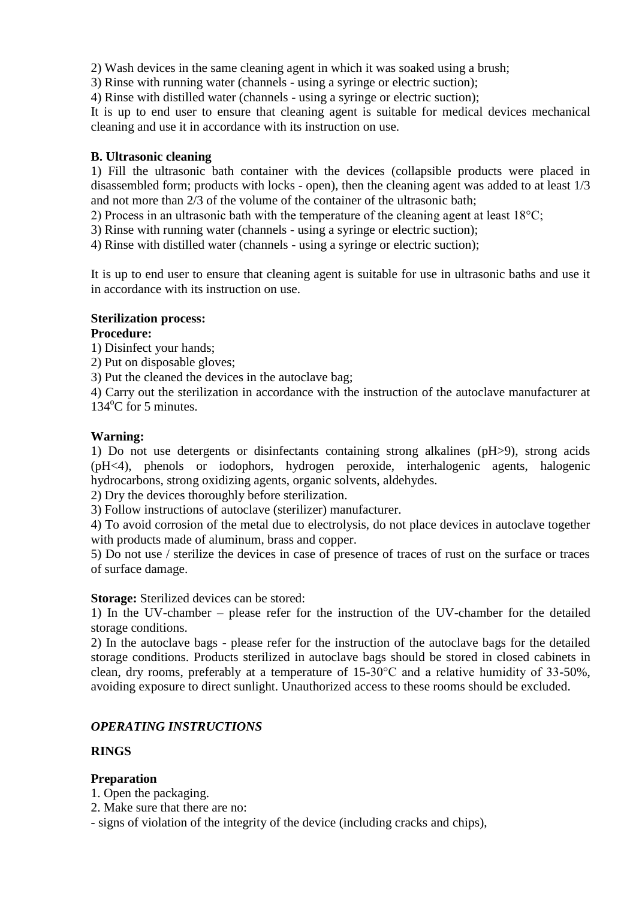2) Wash devices in the same cleaning agent in which it was soaked using a brush;
3) Rinse with running water (channels - using a syringe or electric suction);
4) Rinse with distilled water (channels - using a syringe or electric suction);
It is up to end user to ensure that cleaning agent is suitable for medical devices mechanical cleaning and use it in accordance with its instruction on use.

**B. Ultrasonic cleaning**
1) Fill the ultrasonic bath container with the devices (collapsible products were placed in disassembled form; products with locks - open), then the cleaning agent was added to at least 1/3 and not more than 2/3 of the volume of the container of the ultrasonic bath;
2) Process in an ultrasonic bath with the temperature of the cleaning agent at least 18°C;
3) Rinse with running water (channels - using a syringe or electric suction);
4) Rinse with distilled water (channels - using a syringe or electric suction);

It is up to end user to ensure that cleaning agent is suitable for use in ultrasonic baths and use it in accordance with its instruction on use.

**Sterilization process:**
**Procedure:**
1) Disinfect your hands;
2) Put on disposable gloves;
3) Put the cleaned the devices in the autoclave bag;
4) Carry out the sterilization in accordance with the instruction of the autoclave manufacturer at 134°C for 5 minutes.

**Warning:**
1) Do not use detergents or disinfectants containing strong alkalines (pH>9), strong acids (pH<4), phenols or iodophors, hydrogen peroxide, interhalogenic agents, halogenic hydrocarbons, strong oxidizing agents, organic solvents, aldehydes.
2) Dry the devices thoroughly before sterilization.
3) Follow instructions of autoclave (sterilizer) manufacturer.
4) To avoid corrosion of the metal due to electrolysis, do not place devices in autoclave together with products made of aluminum, brass and copper.
5) Do not use / sterilize the devices in case of presence of traces of rust on the surface or traces of surface damage.

**Storage:** Sterilized devices can be stored:
1) In the UV-chamber – please refer for the instruction of the UV-chamber for the detailed storage conditions.
2) In the autoclave bags - please refer for the instruction of the autoclave bags for the detailed storage conditions. Products sterilized in autoclave bags should be stored in closed cabinets in clean, dry rooms, preferably at a temperature of 15-30°C and a relative humidity of 33-50%, avoiding exposure to direct sunlight. Unauthorized access to these rooms should be excluded.

***OPERATING INSTRUCTIONS***

**RINGS**

**Preparation**
1. Open the packaging.
2. Make sure that there are no:
- signs of violation of the integrity of the device (including cracks and chips),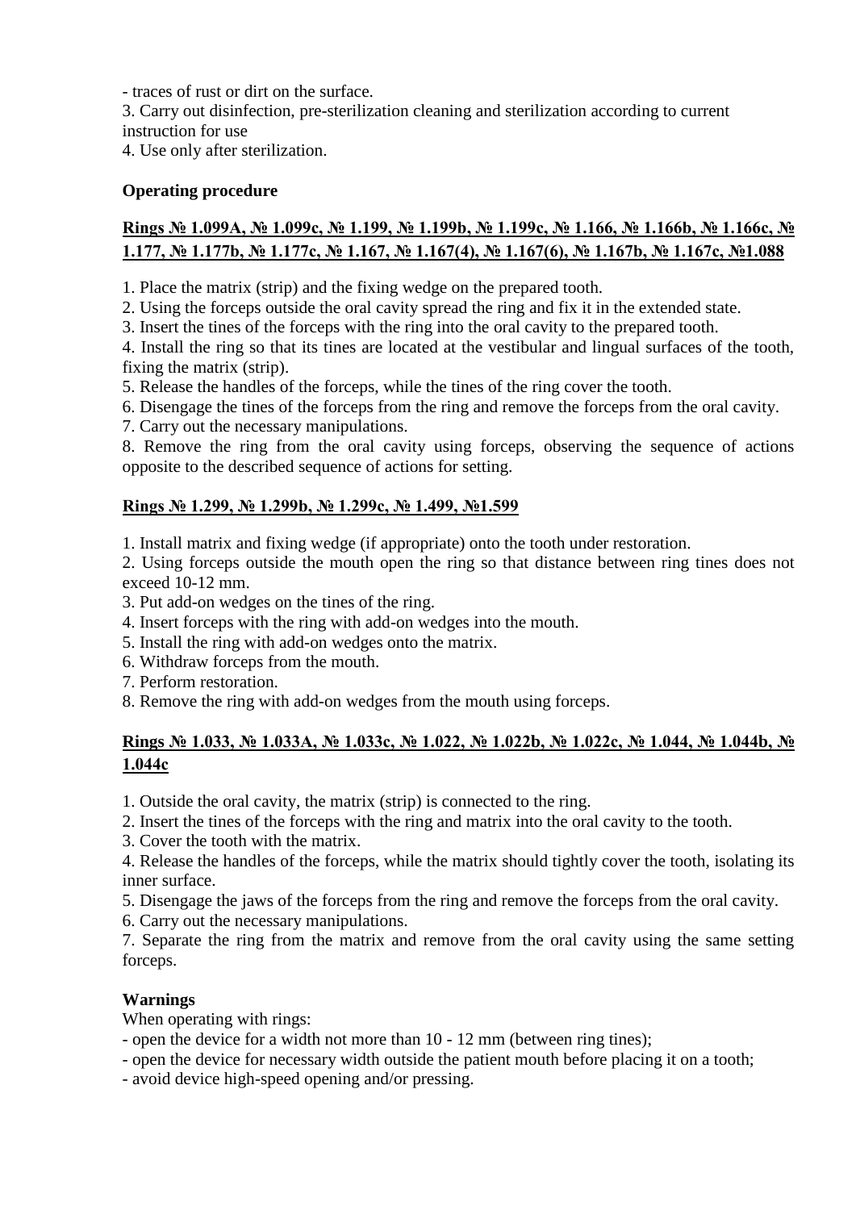- traces of rust or dirt on the surface.

3. Carry out disinfection, pre-sterilization cleaning and sterilization according to current instruction for use
4. Use only after sterilization.

**Operating procedure**

**<u>Rings № 1.099A, № 1.099c, № 1.199, № 1.199b, № 1.199c, № 1.166, № 1.166b, № 1.166c, № 1.177, № 1.177b, № 1.177c, № 1.167, № 1.167(4), № 1.167(6), № 1.167b, № 1.167c, №1.088</u>**

1. Place the matrix (strip) and the fixing wedge on the prepared tooth.
2. Using the forceps outside the oral cavity spread the ring and fix it in the extended state.
3. Insert the tines of the forceps with the ring into the oral cavity to the prepared tooth.
4. Install the ring so that its tines are located at the vestibular and lingual surfaces of the tooth, fixing the matrix (strip).
5. Release the handles of the forceps, while the tines of the ring cover the tooth.
6. Disengage the tines of the forceps from the ring and remove the forceps from the oral cavity.
7. Carry out the necessary manipulations.
8. Remove the ring from the oral cavity using forceps, observing the sequence of actions opposite to the described sequence of actions for setting.

**<u>Rings № 1.299, № 1.299b, № 1.299c, № 1.499, №1.599</u>**

1. Install matrix and fixing wedge (if appropriate) onto the tooth under restoration.
2. Using forceps outside the mouth open the ring so that distance between ring tines does not exceed 10-12 mm.
3. Put add-on wedges on the tines of the ring.
4. Insert forceps with the ring with add-on wedges into the mouth.
5. Install the ring with add-on wedges onto the matrix.
6. Withdraw forceps from the mouth.
7. Perform restoration.
8. Remove the ring with add-on wedges from the mouth using forceps.

**<u>Rings № 1.033, № 1.033A, № 1.033c, № 1.022, № 1.022b, № 1.022c, № 1.044, № 1.044b, № 1.044c</u>**

1. Outside the oral cavity, the matrix (strip) is connected to the ring.
2. Insert the tines of the forceps with the ring and matrix into the oral cavity to the tooth.
3. Cover the tooth with the matrix.
4. Release the handles of the forceps, while the matrix should tightly cover the tooth, isolating its inner surface.
5. Disengage the jaws of the forceps from the ring and remove the forceps from the oral cavity.
6. Carry out the necessary manipulations.
7. Separate the ring from the matrix and remove from the oral cavity using the same setting forceps.

**Warnings**

When operating with rings:

- open the device for a width not more than 10 - 12 mm (between ring tines);
- open the device for necessary width outside the patient mouth before placing it on a tooth;
- avoid device high-speed opening and/or pressing.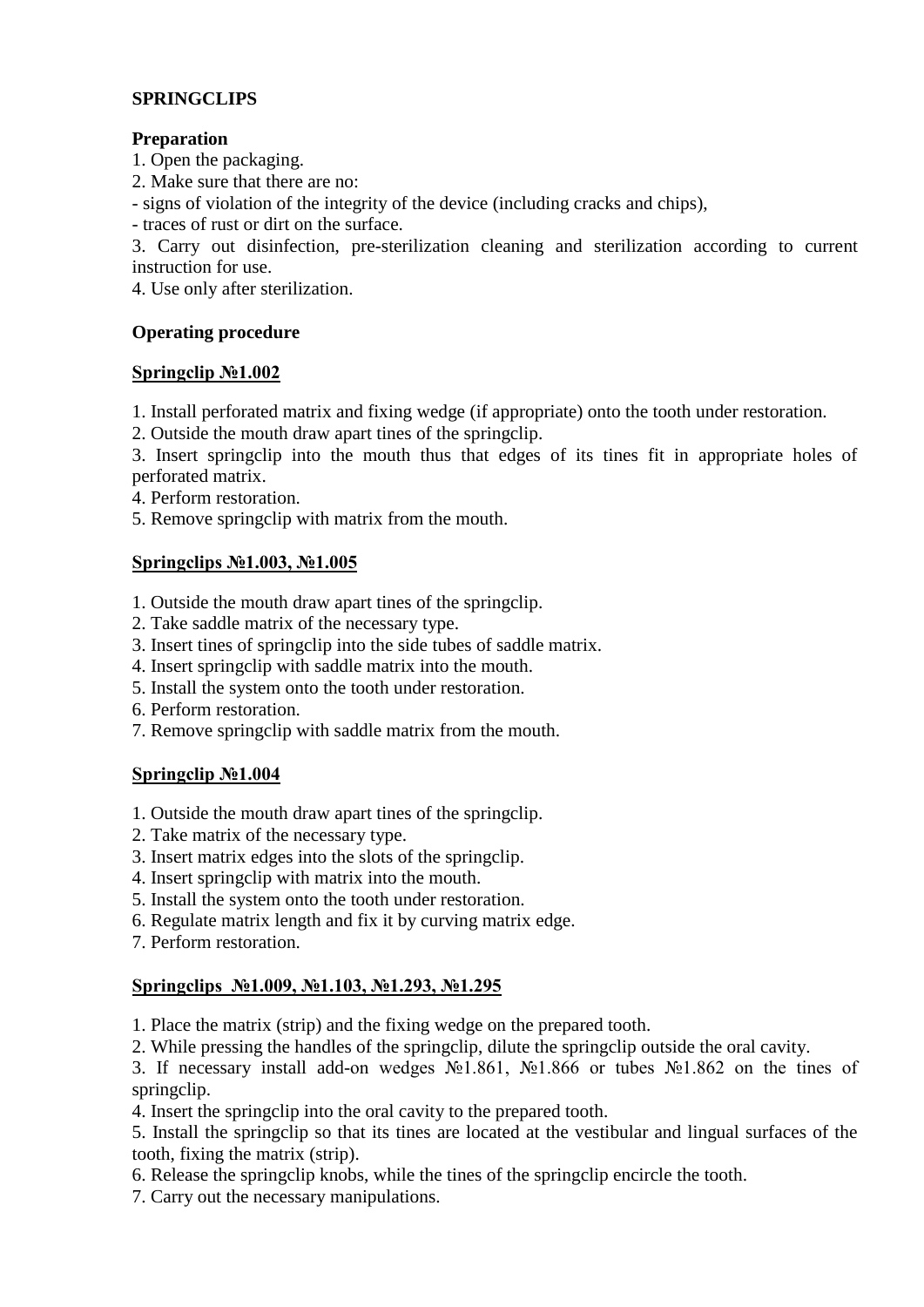**SPRINGCLIPS**

**Preparation**

1. Open the packaging.
2. Make sure that there are no:
- signs of violation of the integrity of the device (including cracks and chips),
- traces of rust or dirt on the surface.
3. Carry out disinfection, pre-sterilization cleaning and sterilization according to current instruction for use.
4. Use only after sterilization.

**Operating procedure**

**Springclip №1.002**

1. Install perforated matrix and fixing wedge (if appropriate) onto the tooth under restoration.
2. Outside the mouth draw apart tines of the springclip.
3. Insert springclip into the mouth thus that edges of its tines fit in appropriate holes of perforated matrix.
4. Perform restoration.
5. Remove springclip with matrix from the mouth.

**Springclips №1.003, №1.005**

1. Outside the mouth draw apart tines of the springclip.
2. Take saddle matrix of the necessary type.
3. Insert tines of springclip into the side tubes of saddle matrix.
4. Insert springclip with saddle matrix into the mouth.
5. Install the system onto the tooth under restoration.
6. Perform restoration.
7. Remove springclip with saddle matrix from the mouth.

**Springclip №1.004**

1. Outside the mouth draw apart tines of the springclip.
2. Take matrix of the necessary type.
3. Insert matrix edges into the slots of the springclip.
4. Insert springclip with matrix into the mouth.
5. Install the system onto the tooth under restoration.
6. Regulate matrix length and fix it by curving matrix edge.
7. Perform restoration.

**Springclips №1.009, №1.103, №1.293, №1.295**

1. Place the matrix (strip) and the fixing wedge on the prepared tooth.
2. While pressing the handles of the springclip, dilute the springclip outside the oral cavity.
3. If necessary install add-on wedges №1.861, №1.866 or tubes №1.862 on the tines of springclip.
4. Insert the springclip into the oral cavity to the prepared tooth.
5. Install the springclip so that its tines are located at the vestibular and lingual surfaces of the tooth, fixing the matrix (strip).
6. Release the springclip knobs, while the tines of the springclip encircle the tooth.
7. Carry out the necessary manipulations.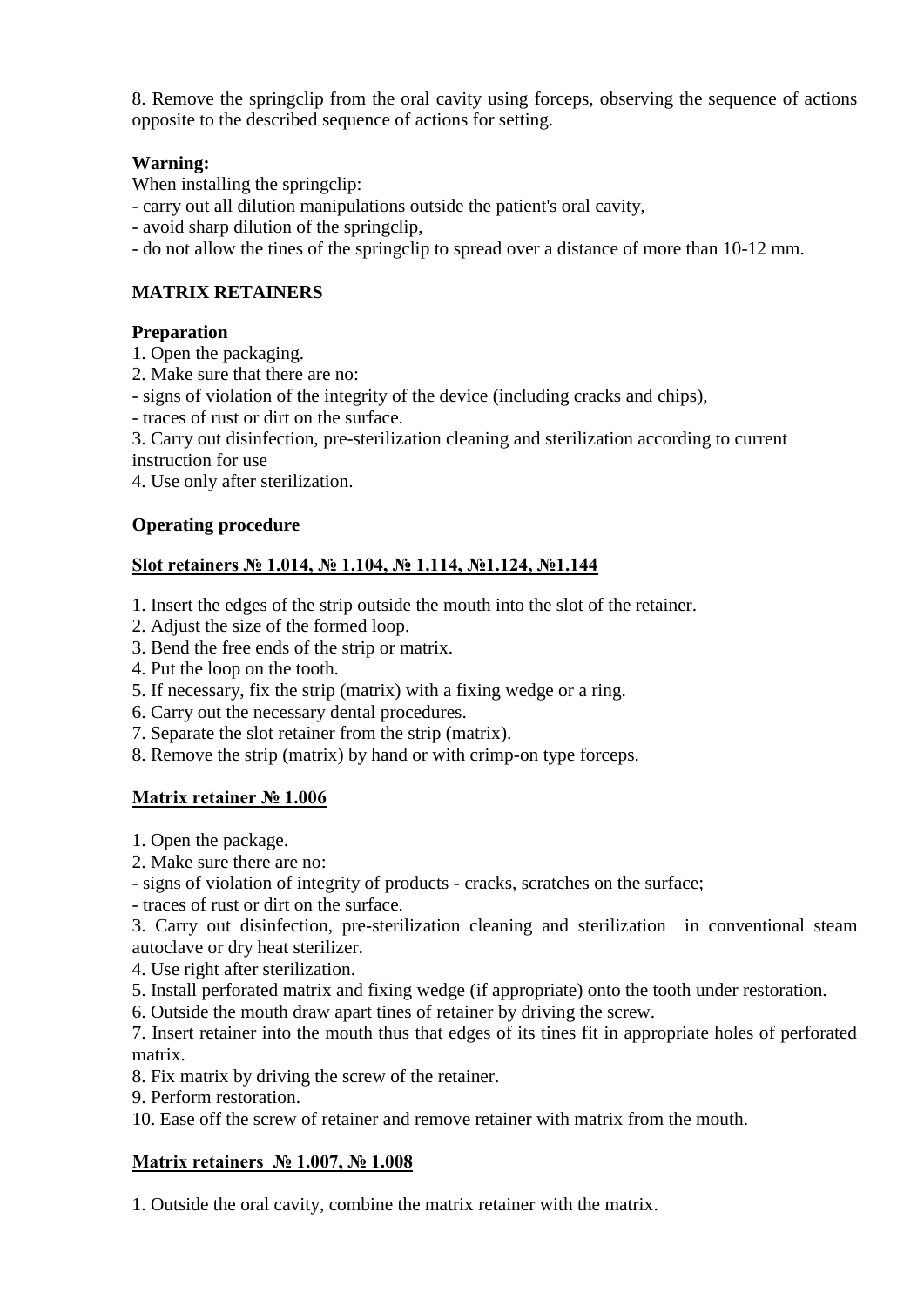8. Remove the springclip from the oral cavity using forceps, observing the sequence of actions opposite to the described sequence of actions for setting.

**Warning:**

When installing the springclip:

- carry out all dilution manipulations outside the patient's oral cavity,
- avoid sharp dilution of the springclip,
- do not allow the tines of the springclip to spread over a distance of more than 10-12 mm.

## MATRIX RETAINERS

### Preparation

1. Open the packaging.
2. Make sure that there are no:
   - signs of violation of the integrity of the device (including cracks and chips),
   - traces of rust or dirt on the surface.
3. Carry out disinfection, pre-sterilization cleaning and sterilization according to current instruction for use
4. Use only after sterilization.

### Operating procedure

#### Slot retainers № 1.014, № 1.104, № 1.114, №1.124, №1.144

1. Insert the edges of the strip outside the mouth into the slot of the retainer.
2. Adjust the size of the formed loop.
3. Bend the free ends of the strip or matrix.
4. Put the loop on the tooth.
5. If necessary, fix the strip (matrix) with a fixing wedge or a ring.
6. Carry out the necessary dental procedures.
7. Separate the slot retainer from the strip (matrix).
8. Remove the strip (matrix) by hand or with crimp-on type forceps.

#### Matrix retainer № 1.006

1. Open the package.
2. Make sure there are no:
   - signs of violation of integrity of products - cracks, scratches on the surface;
   - traces of rust or dirt on the surface.
3. Carry out disinfection, pre-sterilization cleaning and sterilization in conventional steam autoclave or dry heat sterilizer.
4. Use right after sterilization.
5. Install perforated matrix and fixing wedge (if appropriate) onto the tooth under restoration.
6. Outside the mouth draw apart tines of retainer by driving the screw.
7. Insert retainer into the mouth thus that edges of its tines fit in appropriate holes of perforated matrix.
8. Fix matrix by driving the screw of the retainer.
9. Perform restoration.
10. Ease off the screw of retainer and remove retainer with matrix from the mouth.

#### Matrix retainers № 1.007, № 1.008

1. Outside the oral cavity, combine the matrix retainer with the matrix.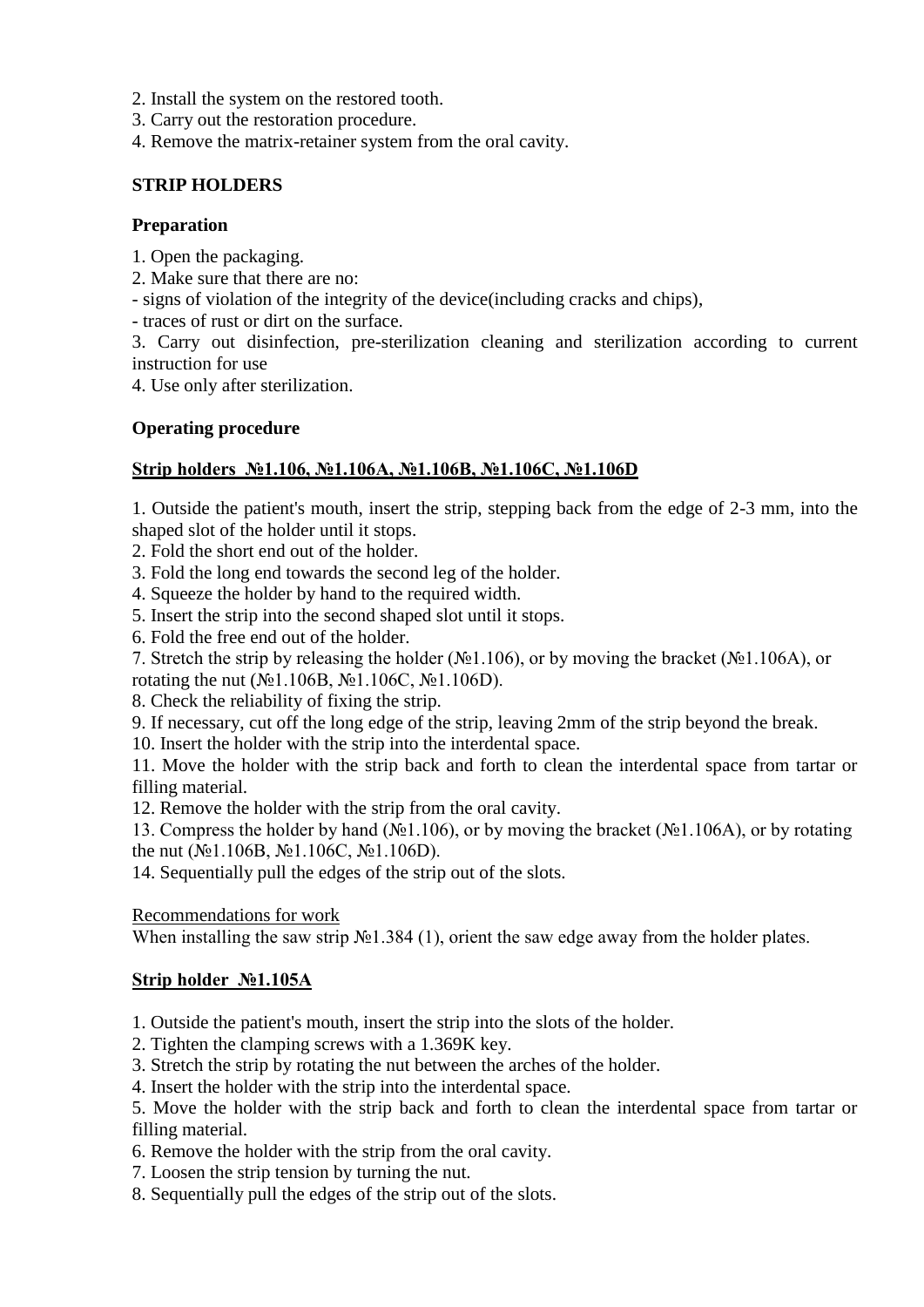2. Install the system on the restored tooth.
3. Carry out the restoration procedure.
4. Remove the matrix-retainer system from the oral cavity.

## STRIP HOLDERS

### Preparation

1. Open the packaging.
2. Make sure that there are no:
- signs of violation of the integrity of the device(including cracks and chips),
- traces of rust or dirt on the surface.
3. Carry out disinfection, pre-sterilization cleaning and sterilization according to current instruction for use
4. Use only after sterilization.

### Operating procedure

**Strip holders №1.106, №1.106A, №1.106B, №1.106C, №1.106D**

1. Outside the patient's mouth, insert the strip, stepping back from the edge of 2-3 mm, into the shaped slot of the holder until it stops.
2. Fold the short end out of the holder.
3. Fold the long end towards the second leg of the holder.
4. Squeeze the holder by hand to the required width.
5. Insert the strip into the second shaped slot until it stops.
6. Fold the free end out of the holder.
7. Stretch the strip by releasing the holder (№1.106), or by moving the bracket (№1.106A), or rotating the nut (№1.106B, №1.106C, №1.106D).
8. Check the reliability of fixing the strip.
9. If necessary, cut off the long edge of the strip, leaving 2mm of the strip beyond the break.
10. Insert the holder with the strip into the interdental space.
11. Move the holder with the strip back and forth to clean the interdental space from tartar or filling material.
12. Remove the holder with the strip from the oral cavity.
13. Compress the holder by hand (№1.106), or by moving the bracket (№1.106A), or by rotating the nut (№1.106B, №1.106C, №1.106D).
14. Sequentially pull the edges of the strip out of the slots.

Recommendations for work

When installing the saw strip №1.384 (1), orient the saw edge away from the holder plates.

**Strip holder №1.105A**

1. Outside the patient's mouth, insert the strip into the slots of the holder.
2. Tighten the clamping screws with a 1.369K key.
3. Stretch the strip by rotating the nut between the arches of the holder.
4. Insert the holder with the strip into the interdental space.
5. Move the holder with the strip back and forth to clean the interdental space from tartar or filling material.
6. Remove the holder with the strip from the oral cavity.
7. Loosen the strip tension by turning the nut.
8. Sequentially pull the edges of the strip out of the slots.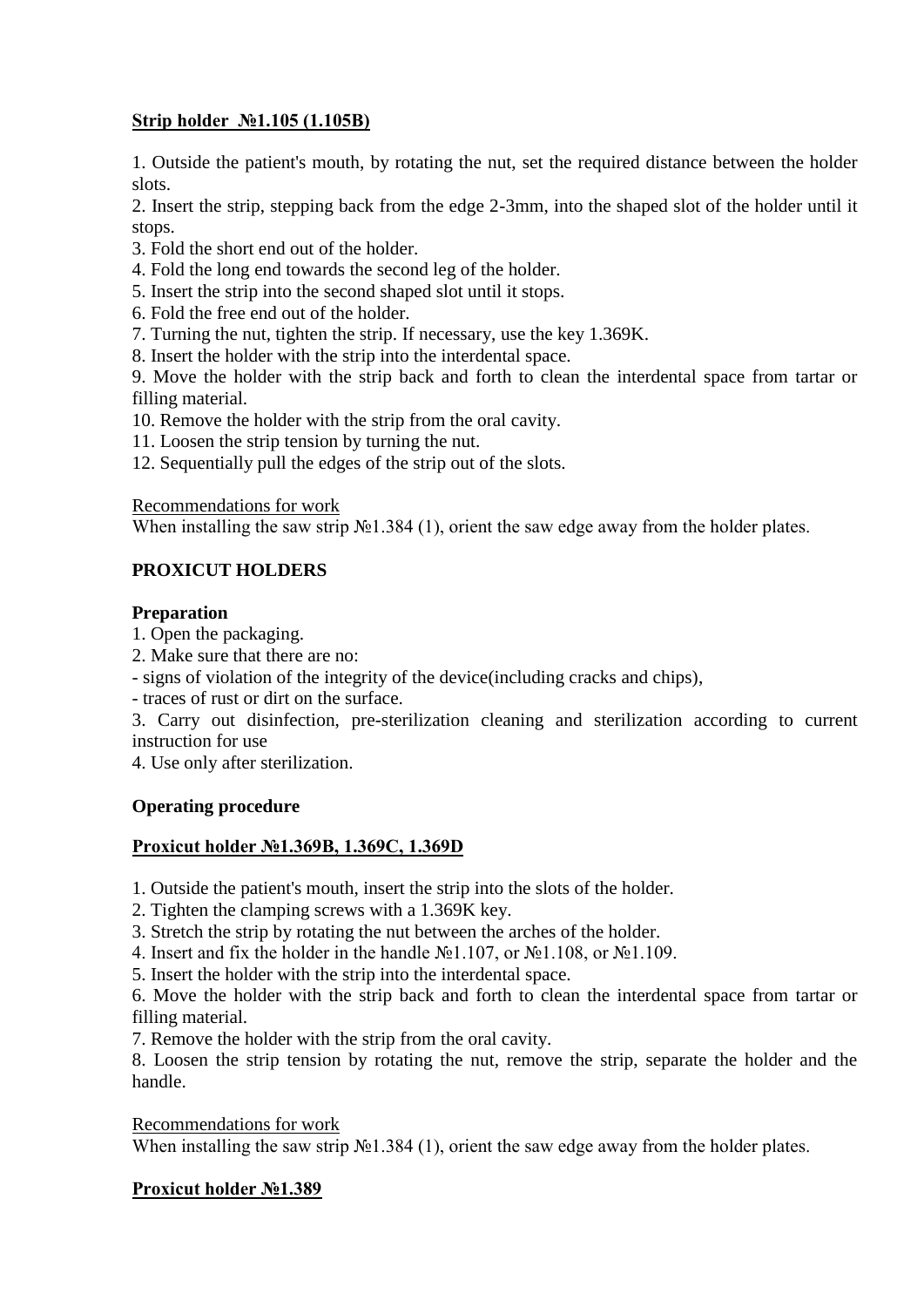**Strip holder №1.105 (1.105B)**

1. Outside the patient's mouth, by rotating the nut, set the required distance between the holder slots.
2. Insert the strip, stepping back from the edge 2-3mm, into the shaped slot of the holder until it stops.
3. Fold the short end out of the holder.
4. Fold the long end towards the second leg of the holder.
5. Insert the strip into the second shaped slot until it stops.
6. Fold the free end out of the holder.
7. Turning the nut, tighten the strip. If necessary, use the key 1.369K.
8. Insert the holder with the strip into the interdental space.
9. Move the holder with the strip back and forth to clean the interdental space from tartar or filling material.
10. Remove the holder with the strip from the oral cavity.
11. Loosen the strip tension by turning the nut.
12. Sequentially pull the edges of the strip out of the slots.

Recommendations for work

When installing the saw strip №1.384 (1), orient the saw edge away from the holder plates.

## PROXICUT HOLDERS

**Preparation**

1. Open the packaging.
2. Make sure that there are no:
- signs of violation of the integrity of the device(including cracks and chips),
- traces of rust or dirt on the surface.
3. Carry out disinfection, pre-sterilization cleaning and sterilization according to current instruction for use
4. Use only after sterilization.

**Operating procedure**

**Proxicut holder №1.369B, 1.369C, 1.369D**

1. Outside the patient's mouth, insert the strip into the slots of the holder.
2. Tighten the clamping screws with a 1.369K key.
3. Stretch the strip by rotating the nut between the arches of the holder.
4. Insert and fix the holder in the handle №1.107, or №1.108, or №1.109.
5. Insert the holder with the strip into the interdental space.
6. Move the holder with the strip back and forth to clean the interdental space from tartar or filling material.
7. Remove the holder with the strip from the oral cavity.
8. Loosen the strip tension by rotating the nut, remove the strip, separate the holder and the handle.

Recommendations for work

When installing the saw strip №1.384 (1), orient the saw edge away from the holder plates.

**Proxicut holder №1.389**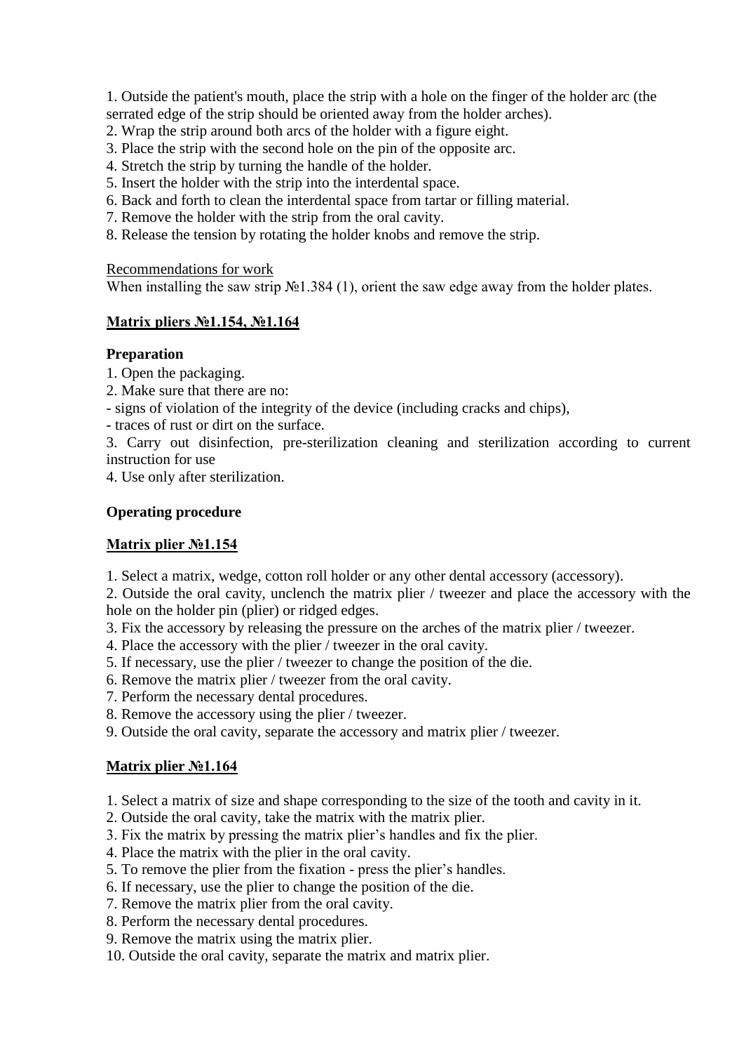1. Outside the patient's mouth, place the strip with a hole on the finger of the holder arc (the serrated edge of the strip should be oriented away from the holder arches).
2. Wrap the strip around both arcs of the holder with a figure eight.
3. Place the strip with the second hole on the pin of the opposite arc.
4. Stretch the strip by turning the handle of the holder.
5. Insert the holder with the strip into the interdental space.
6. Back and forth to clean the interdental space from tartar or filling material.
7. Remove the holder with the strip from the oral cavity.
8. Release the tension by rotating the holder knobs and remove the strip.

<u>Recommendations for work</u>

When installing the saw strip №1.384 (1), orient the saw edge away from the holder plates.

## <u>Matrix pliers №1.154, №1.164</u>

### Preparation

1. Open the packaging.
2. Make sure that there are no:
   - signs of violation of the integrity of the device (including cracks and chips),
   - traces of rust or dirt on the surface.
3. Carry out disinfection, pre-sterilization cleaning and sterilization according to current instruction for use
4. Use only after sterilization.

### Operating procedure

#### <u>Matrix plier №1.154</u>

1. Select a matrix, wedge, cotton roll holder or any other dental accessory (accessory).
2. Outside the oral cavity, unclench the matrix plier / tweezer and place the accessory with the hole on the holder pin (plier) or ridged edges.
3. Fix the accessory by releasing the pressure on the arches of the matrix plier / tweezer.
4. Place the accessory with the plier / tweezer in the oral cavity.
5. If necessary, use the plier / tweezer to change the position of the die.
6. Remove the matrix plier / tweezer from the oral cavity.
7. Perform the necessary dental procedures.
8. Remove the accessory using the plier / tweezer.
9. Outside the oral cavity, separate the accessory and matrix plier / tweezer.

#### <u>Matrix plier №1.164</u>

1. Select a matrix of size and shape corresponding to the size of the tooth and cavity in it.
2. Outside the oral cavity, take the matrix with the matrix plier.
3. Fix the matrix by pressing the matrix plier's handles and fix the plier.
4. Place the matrix with the plier in the oral cavity.
5. To remove the plier from the fixation - press the plier's handles.
6. If necessary, use the plier to change the position of the die.
7. Remove the matrix plier from the oral cavity.
8. Perform the necessary dental procedures.
9. Remove the matrix using the matrix plier.
10. Outside the oral cavity, separate the matrix and matrix plier.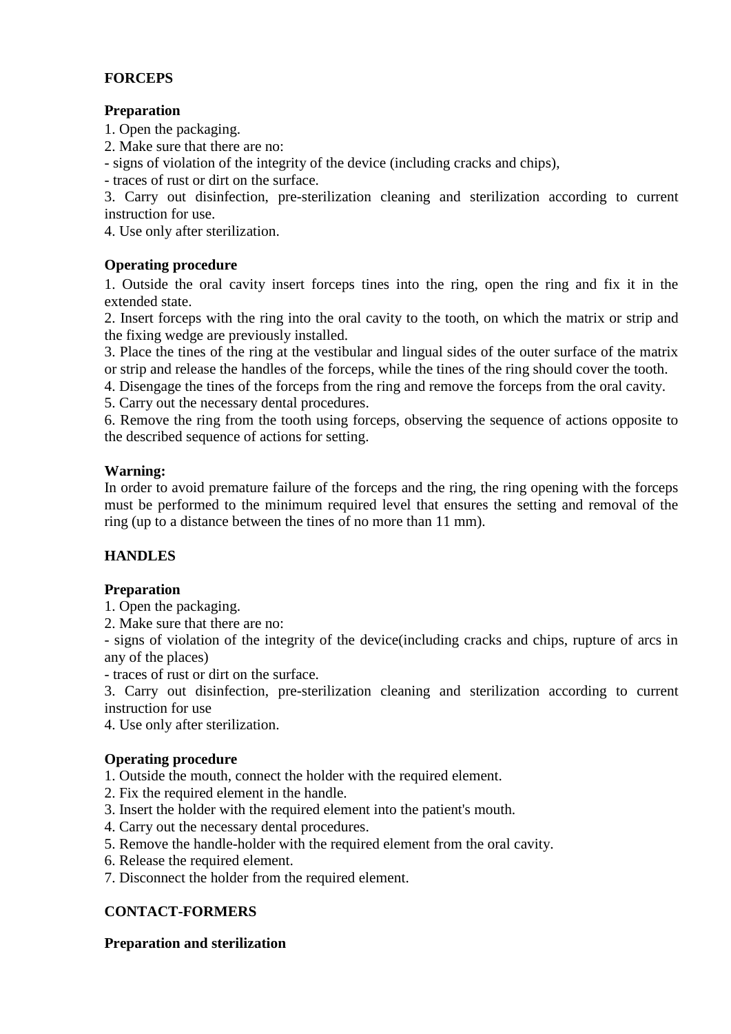## FORCEPS

### Preparation

1. Open the packaging.
2. Make sure that there are no:
- signs of violation of the integrity of the device (including cracks and chips),
- traces of rust or dirt on the surface.
3. Carry out disinfection, pre-sterilization cleaning and sterilization according to current instruction for use.
4. Use only after sterilization.

### Operating procedure

1. Outside the oral cavity insert forceps tines into the ring, open the ring and fix it in the extended state.
2. Insert forceps with the ring into the oral cavity to the tooth, on which the matrix or strip and the fixing wedge are previously installed.
3. Place the tines of the ring at the vestibular and lingual sides of the outer surface of the matrix or strip and release the handles of the forceps, while the tines of the ring should cover the tooth.
4. Disengage the tines of the forceps from the ring and remove the forceps from the oral cavity.
5. Carry out the necessary dental procedures.
6. Remove the ring from the tooth using forceps, observing the sequence of actions opposite to the described sequence of actions for setting.

**Warning:**
In order to avoid premature failure of the forceps and the ring, the ring opening with the forceps must be performed to the minimum required level that ensures the setting and removal of the ring (up to a distance between the tines of no more than 11 mm).

## HANDLES

### Preparation

1. Open the packaging.
2. Make sure that there are no:
- signs of violation of the integrity of the device(including cracks and chips, rupture of arcs in any of the places)
- traces of rust or dirt on the surface.
3. Carry out disinfection, pre-sterilization cleaning and sterilization according to current instruction for use
4. Use only after sterilization.

### Operating procedure

1. Outside the mouth, connect the holder with the required element.
2. Fix the required element in the handle.
3. Insert the holder with the required element into the patient's mouth.
4. Carry out the necessary dental procedures.
5. Remove the handle-holder with the required element from the oral cavity.
6. Release the required element.
7. Disconnect the holder from the required element.

## CONTACT-FORMERS

### Preparation and sterilization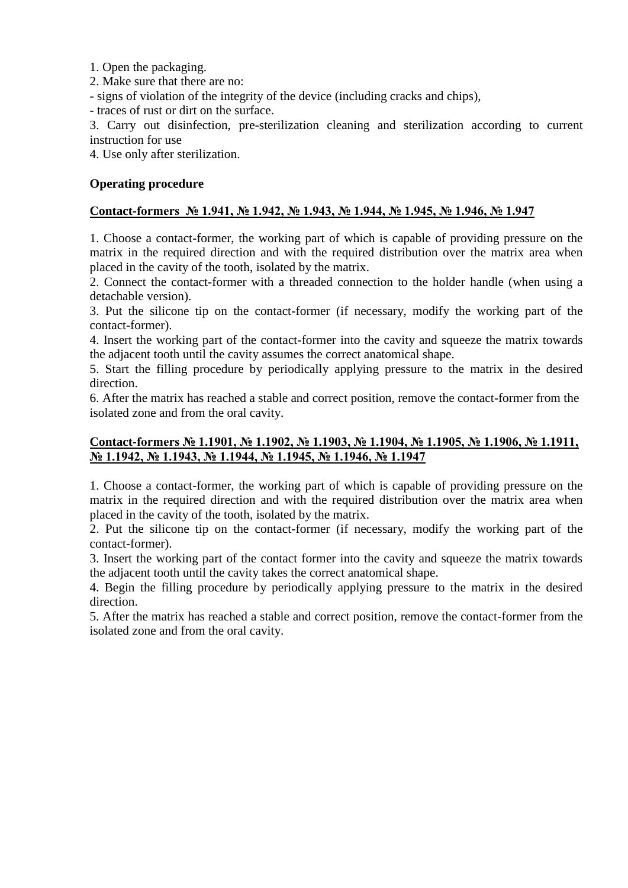1. Open the packaging.
2. Make sure that there are no:
- signs of violation of the integrity of the device (including cracks and chips),
- traces of rust or dirt on the surface.
3. Carry out disinfection, pre-sterilization cleaning and sterilization according to current instruction for use
4. Use only after sterilization.

**Operating procedure**

**Contact-formers № 1.941, № 1.942, № 1.943, № 1.944, № 1.945, № 1.946, № 1.947**

1. Choose a contact-former, the working part of which is capable of providing pressure on the matrix in the required direction and with the required distribution over the matrix area when placed in the cavity of the tooth, isolated by the matrix.
2. Connect the contact-former with a threaded connection to the holder handle (when using a detachable version).
3. Put the silicone tip on the contact-former (if necessary, modify the working part of the contact-former).
4. Insert the working part of the contact-former into the cavity and squeeze the matrix towards the adjacent tooth until the cavity assumes the correct anatomical shape.
5. Start the filling procedure by periodically applying pressure to the matrix in the desired direction.
6. After the matrix has reached a stable and correct position, remove the contact-former from the isolated zone and from the oral cavity.

**Contact-formers № 1.1901, № 1.1902, № 1.1903, № 1.1904, № 1.1905, № 1.1906, № 1.1911, № 1.1942, № 1.1943, № 1.1944, № 1.1945, № 1.1946, № 1.1947**

1. Choose a contact-former, the working part of which is capable of providing pressure on the matrix in the required direction and with the required distribution over the matrix area when placed in the cavity of the tooth, isolated by the matrix.
2. Put the silicone tip on the contact-former (if necessary, modify the working part of the contact-former).
3. Insert the working part of the contact former into the cavity and squeeze the matrix towards the adjacent tooth until the cavity takes the correct anatomical shape.
4. Begin the filling procedure by periodically applying pressure to the matrix in the desired direction.
5. After the matrix has reached a stable and correct position, remove the contact-former from the isolated zone and from the oral cavity.